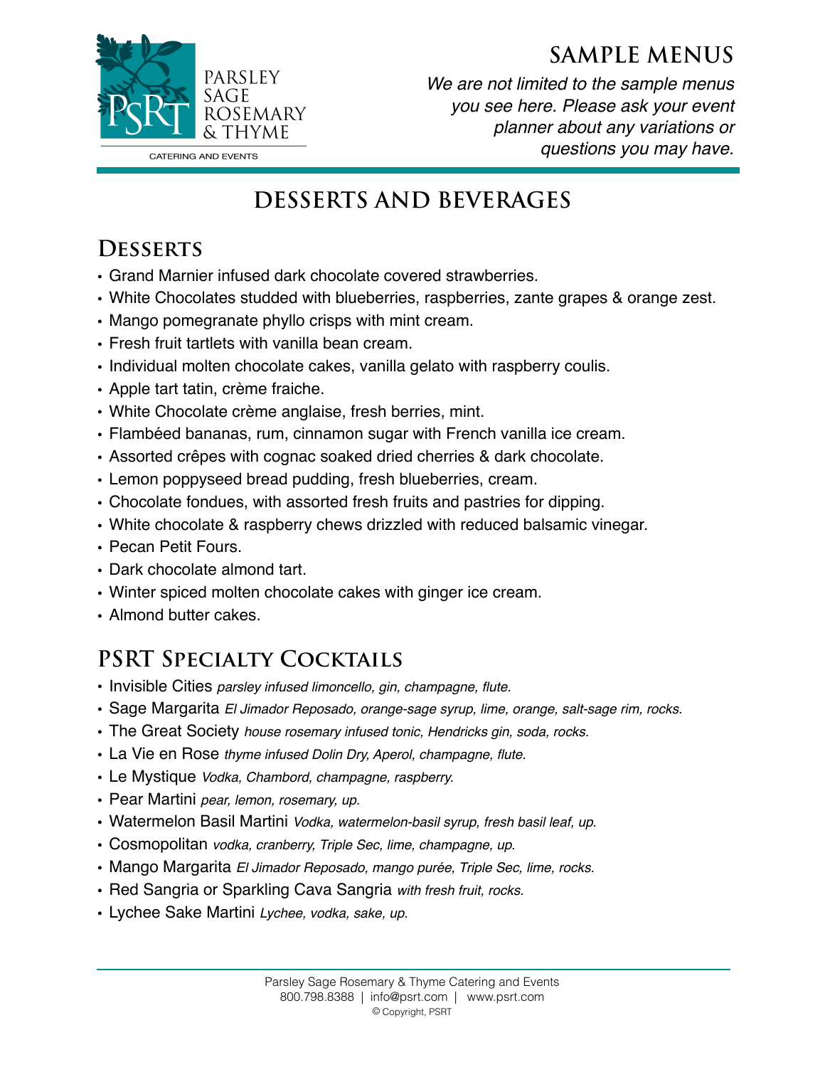PARSLEY
SAGE
ROSEMARY
& THYME

CATERING AND EVENTS

# SAMPLE MENUS

*We are not limited to the sample menus you see here. Please ask your event planner about any variations or questions you may have.*

# DESSERTS AND BEVERAGES

## Desserts

- Grand Marnier infused dark chocolate covered strawberries.
- White Chocolates studded with blueberries, raspberries, zante grapes & orange zest.
- Mango pomegranate phyllo crisps with mint cream.
- Fresh fruit tartlets with vanilla bean cream.
- Individual molten chocolate cakes, vanilla gelato with raspberry coulis.
- Apple tart tatin, crème fraiche.
- White Chocolate crème anglaise, fresh berries, mint.
- Flambéed bananas, rum, cinnamon sugar with French vanilla ice cream.
- Assorted crêpes with cognac soaked dried cherries & dark chocolate.
- Lemon poppyseed bread pudding, fresh blueberries, cream.
- Chocolate fondues, with assorted fresh fruits and pastries for dipping.
- White chocolate & raspberry chews drizzled with reduced balsamic vinegar.
- Pecan Petit Fours.
- Dark chocolate almond tart.
- Winter spiced molten chocolate cakes with ginger ice cream.
- Almond butter cakes.

## PSRT Specialty Cocktails

- Invisible Cities *parsley infused limoncello, gin, champagne, flute.*
- Sage Margarita *El Jimador Reposado, orange-sage syrup, lime, orange, salt-sage rim, rocks.*
- The Great Society *house rosemary infused tonic, Hendricks gin, soda, rocks.*
- La Vie en Rose *thyme infused Dolin Dry, Aperol, champagne, flute.*
- Le Mystique *Vodka, Chambord, champagne, raspberry.*
- Pear Martini *pear, lemon, rosemary, up.*
- Watermelon Basil Martini *Vodka, watermelon-basil syrup, fresh basil leaf, up.*
- Cosmopolitan *vodka, cranberry, Triple Sec, lime, champagne, up.*
- Mango Margarita *El Jimador Reposado, mango purée, Triple Sec, lime, rocks.*
- Red Sangria or Sparkling Cava Sangria *with fresh fruit, rocks.*
- Lychee Sake Martini *Lychee, vodka, sake, up.*

Parsley Sage Rosemary & Thyme Catering and Events
800.798.8388 | info@psrt.com | www.psrt.com
© Copyright, PSRT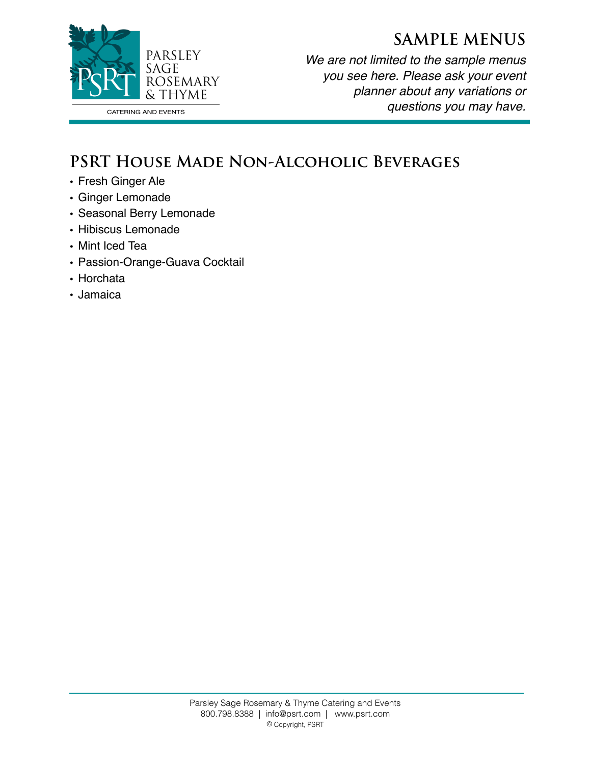PARSLEY SAGE ROSEMARY & THYME

CATERING AND EVENTS

# SAMPLE MENUS

*We are not limited to the sample menus you see here. Please ask your event planner about any variations or questions you may have.*

## PSRT House Made Non-Alcoholic Beverages

- Fresh Ginger Ale
- Ginger Lemonade
- Seasonal Berry Lemonade
- Hibiscus Lemonade
- Mint Iced Tea
- Passion-Orange-Guava Cocktail
- Horchata
- Jamaica

Parsley Sage Rosemary & Thyme Catering and Events
800.798.8388 | info@psrt.com | www.psrt.com
© Copyright, PSRT